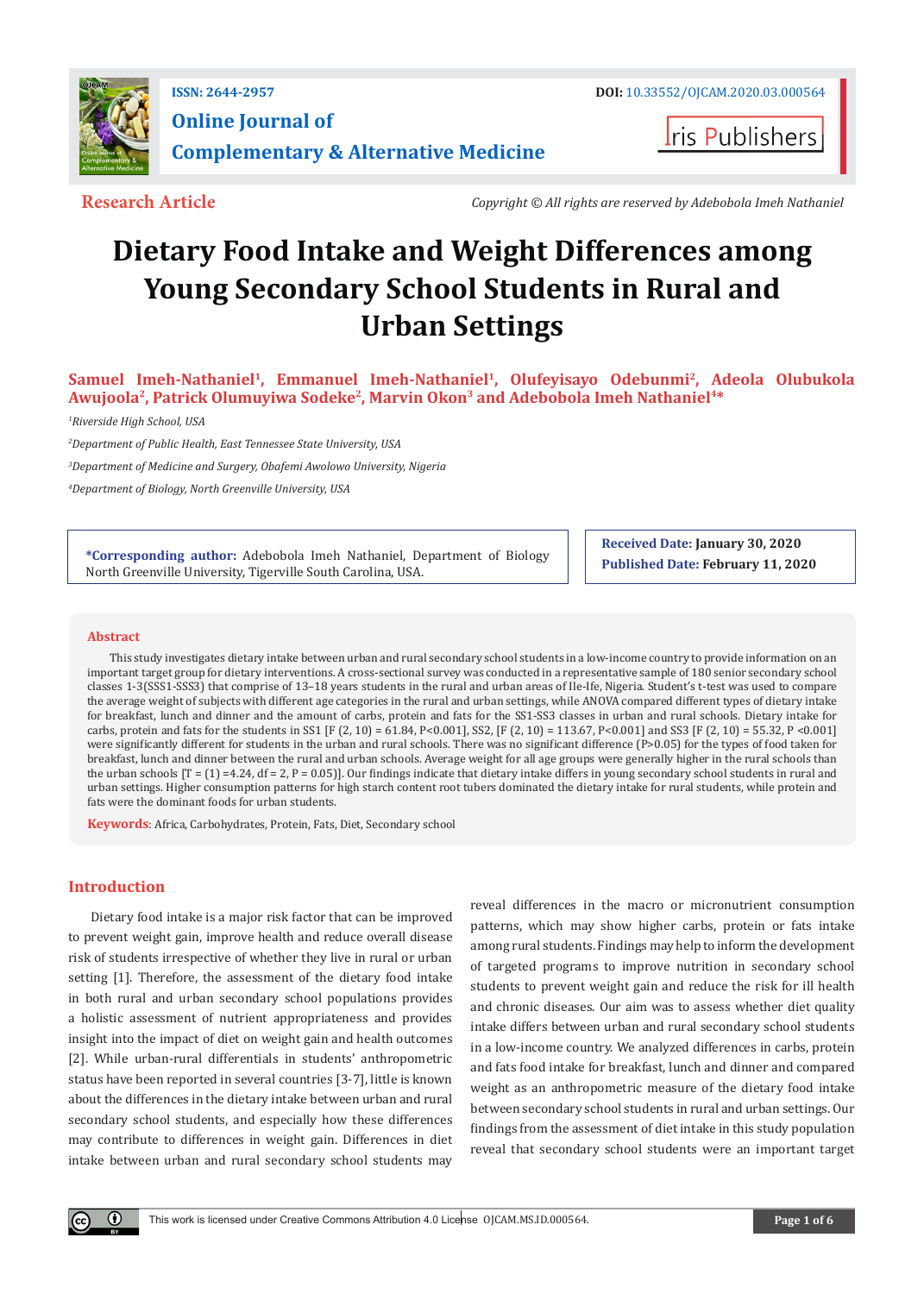ISSN: 2644-2957

DOI: 10.33552/OJCAM.2020.03.000564

**Online Journal of Complementary & Alternative Medicine**

Iris Publishers

**Research Article**

*Copyright © All rights are reserved by Adebobola Imeh Nathaniel*

# Dietary Food Intake and Weight Differences among Young Secondary School Students in Rural and Urban Settings

**Samuel Imeh-Nathaniel[1], Emmanuel Imeh-Nathaniel[1], Olufeyisayo Odebunmi[2], Adeola Olubukola Awujoola[2], Patrick Olumuyiwa Sodeke[2], Marvin Okon[3] and Adebobola Imeh Nathaniel[4]***

*[1]Riverside High School, USA*

*[2]Department of Public Health, East Tennessee State University, USA*

*[3]Department of Medicine and Surgery, Obafemi Awolowo University, Nigeria*

*[4]Department of Biology, North Greenville University, USA*

**\*Corresponding author:** Adebobola Imeh Nathaniel, Department of Biology North Greenville University, Tigerville South Carolina, USA.

**Received Date:** January 30, 2020

**Published Date:** February 11, 2020

## Abstract

This study investigates dietary intake between urban and rural secondary school students in a low-income country to provide information on an important target group for dietary interventions. A cross-sectional survey was conducted in a representative sample of 180 senior secondary school classes 1-3(SSS1-SSS3) that comprise of 13–18 years students in the rural and urban areas of Ile-Ife, Nigeria. Student's t-test was used to compare the average weight of subjects with different age categories in the rural and urban settings, while ANOVA compared different types of dietary intake for breakfast, lunch and dinner and the amount of carbs, protein and fats for the SS1-SS3 classes in urban and rural schools. Dietary intake for carbs, protein and fats for the students in SS1 [F (2, 10) = 61.84, P<0.001], SS2, [F (2, 10) = 113.67, P<0.001] and SS3 [F (2, 10) = 55.32, P <0.001] were significantly different for students in the urban and rural schools. There was no significant difference (P>0.05) for the types of food taken for breakfast, lunch and dinner between the rural and urban schools. Average weight for all age groups were generally higher in the rural schools than the urban schools [T = (1) =4.24, df = 2, P = 0.05)]. Our findings indicate that dietary intake differs in young secondary school students in rural and urban settings. Higher consumption patterns for high starch content root tubers dominated the dietary intake for rural students, while protein and fats were the dominant foods for urban students.

**Keywords**: Africa, Carbohydrates, Protein, Fats, Diet, Secondary school

## Introduction

Dietary food intake is a major risk factor that can be improved to prevent weight gain, improve health and reduce overall disease risk of students irrespective of whether they live in rural or urban setting [1]. Therefore, the assessment of the dietary food intake in both rural and urban secondary school populations provides a holistic assessment of nutrient appropriateness and provides insight into the impact of diet on weight gain and health outcomes [2]. While urban-rural differentials in students' anthropometric status have been reported in several countries [3-7], little is known about the differences in the dietary intake between urban and rural secondary school students, and especially how these differences may contribute to differences in weight gain. Differences in diet intake between urban and rural secondary school students may reveal differences in the macro or micronutrient consumption patterns, which may show higher carbs, protein or fats intake among rural students. Findings may help to inform the development of targeted programs to improve nutrition in secondary school students to prevent weight gain and reduce the risk for ill health and chronic diseases. Our aim was to assess whether diet quality intake differs between urban and rural secondary school students in a low-income country. We analyzed differences in carbs, protein and fats food intake for breakfast, lunch and dinner and compared weight as an anthropometric measure of the dietary food intake between secondary school students in rural and urban settings. Our findings from the assessment of diet intake in this study population reveal that secondary school students were an important target

This work is licensed under Creative Commons Attribution 4.0 License OJCAM.MS.ID.000564.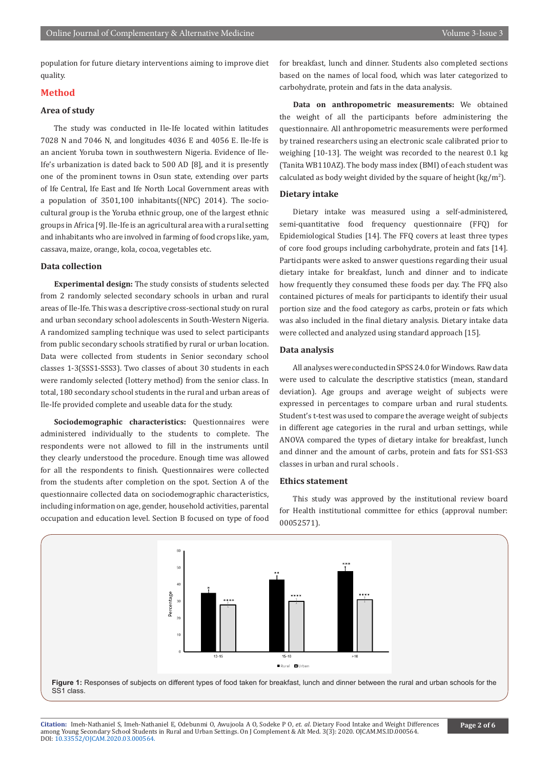population for future dietary interventions aiming to improve diet quality.

## Method

### Area of study

The study was conducted in Ile-Ife located within latitudes 7028 N and 7046 N, and longitudes 4036 E and 4056 E. Ile-Ife is an ancient Yoruba town in southwestern Nigeria. Evidence of Ile-Ife's urbanization is dated back to 500 AD [8], and it is presently one of the prominent towns in Osun state, extending over parts of Ife Central, Ife East and Ife North Local Government areas with a population of 3501,100 inhabitants((NPC) 2014). The socio-cultural group is the Yoruba ethnic group, one of the largest ethnic groups in Africa [9]. Ile-Ife is an agricultural area with a rural setting and inhabitants who are involved in farming of food crops like, yam, cassava, maize, orange, kola, cocoa, vegetables etc.

### Data collection

**Experimental design:** The study consists of students selected from 2 randomly selected secondary schools in urban and rural areas of Ile-Ife. This was a descriptive cross-sectional study on rural and urban secondary school adolescents in South-Western Nigeria. A randomized sampling technique was used to select participants from public secondary schools stratified by rural or urban location. Data were collected from students in Senior secondary school classes 1-3(SSS1-SSS3). Two classes of about 30 students in each were randomly selected (lottery method) from the senior class. In total, 180 secondary school students in the rural and urban areas of Ile-Ife provided complete and useable data for the study.

**Sociodemographic characteristics:** Questionnaires were administered individually to the students to complete. The respondents were not allowed to fill in the instruments until they clearly understood the procedure. Enough time was allowed for all the respondents to finish. Questionnaires were collected from the students after completion on the spot. Section A of the questionnaire collected data on sociodemographic characteristics, including information on age, gender, household activities, parental occupation and education level. Section B focused on type of food for breakfast, lunch and dinner. Students also completed sections based on the names of local food, which was later categorized to carbohydrate, protein and fats in the data analysis.

**Data on anthropometric measurements:** We obtained the weight of all the participants before administering the questionnaire. All anthropometric measurements were performed by trained researchers using an electronic scale calibrated prior to weighing [10-13]. The weight was recorded to the nearest 0.1 kg (Tanita WB110AZ). The body mass index (BMI) of each student was calculated as body weight divided by the square of height (kg/m$^2$).

### Dietary intake

Dietary intake was measured using a self-administered, semi-quantitative food frequency questionnaire (FFQ) for Epidemiological Studies [14]. The FFQ covers at least three types of core food groups including carbohydrate, protein and fats [14]. Participants were asked to answer questions regarding their usual dietary intake for breakfast, lunch and dinner and to indicate how frequently they consumed these foods per day. The FFQ also contained pictures of meals for participants to identify their usual portion size and the food category as carbs, protein or fats which was also included in the final dietary analysis. Dietary intake data were collected and analyzed using standard approach [15].

### Data analysis

All analyses were conducted in SPSS 24.0 for Windows. Raw data were used to calculate the descriptive statistics (mean, standard deviation). Age groups and average weight of subjects were expressed in percentages to compare urban and rural students. Student's t-test was used to compare the average weight of subjects in different age categories in the rural and urban settings, while ANOVA compared the types of dietary intake for breakfast, lunch and dinner and the amount of carbs, protein and fats for SS1-SS3 classes in urban and rural schools .

### Ethics statement

This study was approved by the institutional review board for Health institutional committee for ethics (approval number: 00052571).

Figure 1: Responses of subjects on different types of food taken for breakfast, lunch and dinner between the rural and urban schools for the SS1 class.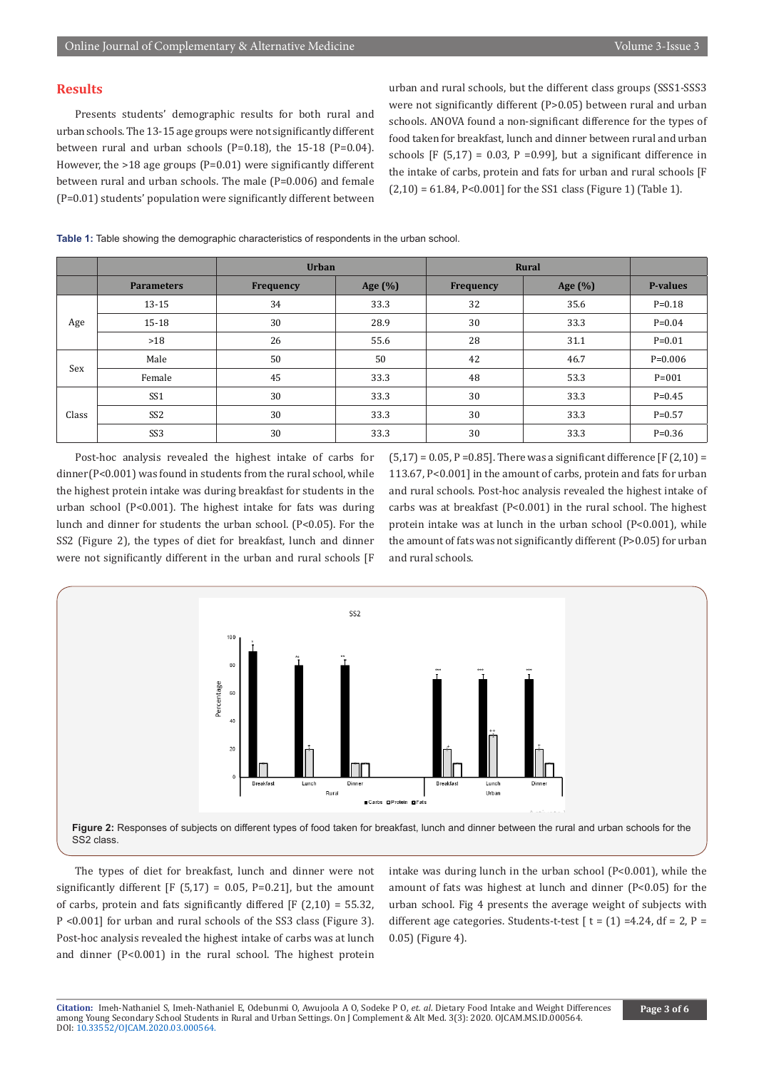## Results

Presents students' demographic results for both rural and urban schools. The 13-15 age groups were not significantly different between rural and urban schools (P=0.18), the 15-18 (P=0.04). However, the >18 age groups (P=0.01) were significantly different between rural and urban schools. The male (P=0.006) and female (P=0.01) students' population were significantly different between urban and rural schools, but the different class groups (SSS1-SSS3 were not significantly different (P>0.05) between rural and urban schools. ANOVA found a non-significant difference for the types of food taken for breakfast, lunch and dinner between rural and urban schools [F (5,17) = 0.03, P =0.99], but a significant difference in the intake of carbs, protein and fats for urban and rural schools [F (2,10) = 61.84, P<0.001] for the SS1 class (Figure 1) (Table 1).

**Table 1:** Table showing the demographic characteristics of respondents in the urban school.

| | | Urban | | Rural | | |
|---|---|---|---|---|---|---|
| | **Parameters** | **Frequency** | **Age (%)** | **Frequency** | **Age (%)** | **P-values** |
| Age | 13-15 | 34 | 33.3 | 32 | 35.6 | P=0.18 |
| | 15-18 | 30 | 28.9 | 30 | 33.3 | P=0.04 |
| | >18 | 26 | 55.6 | 28 | 31.1 | P=0.01 |
| Sex | Male | 50 | 50 | 42 | 46.7 | P=0.006 |
| | Female | 45 | 33.3 | 48 | 53.3 | P=001 |
| Class | SS1 | 30 | 33.3 | 30 | 33.3 | P=0.45 |
| | SS2 | 30 | 33.3 | 30 | 33.3 | P=0.57 |
| | SS3 | 30 | 33.3 | 30 | 33.3 | P=0.36 |

Post-hoc analysis revealed the highest intake of carbs for dinner(P<0.001) was found in students from the rural school, while the highest protein intake was during breakfast for students in the urban school (P<0.001). The highest intake for fats was during lunch and dinner for students the urban school. (P<0.05). For the SS2 (Figure 2), the types of diet for breakfast, lunch and dinner were not significantly different in the urban and rural schools [F (5,17) = 0.05, P =0.85]. There was a significant difference [F (2,10) = 113.67, P<0.001] in the amount of carbs, protein and fats for urban and rural schools. Post-hoc analysis revealed the highest intake of carbs was at breakfast (P<0.001) in the rural school. The highest protein intake was at lunch in the urban school (P<0.001), while the amount of fats was not significantly different (P>0.05) for urban and rural schools.

**Figure 2:** Responses of subjects on different types of food taken for breakfast, lunch and dinner between the rural and urban schools for the SS2 class.

The types of diet for breakfast, lunch and dinner were not significantly different [F (5,17) = 0.05, P=0.21], but the amount of carbs, protein and fats significantly differed [F (2,10) = 55.32, P <0.001] for urban and rural schools of the SS3 class (Figure 3). Post-hoc analysis revealed the highest intake of carbs was at lunch and dinner (P<0.001) in the rural school. The highest protein intake was during lunch in the urban school (P<0.001), while the amount of fats was highest at lunch and dinner (P<0.05) for the urban school. Fig 4 presents the average weight of subjects with different age categories. Students-t-test [ t = (1) =4.24, df = 2, P = 0.05) (Figure 4).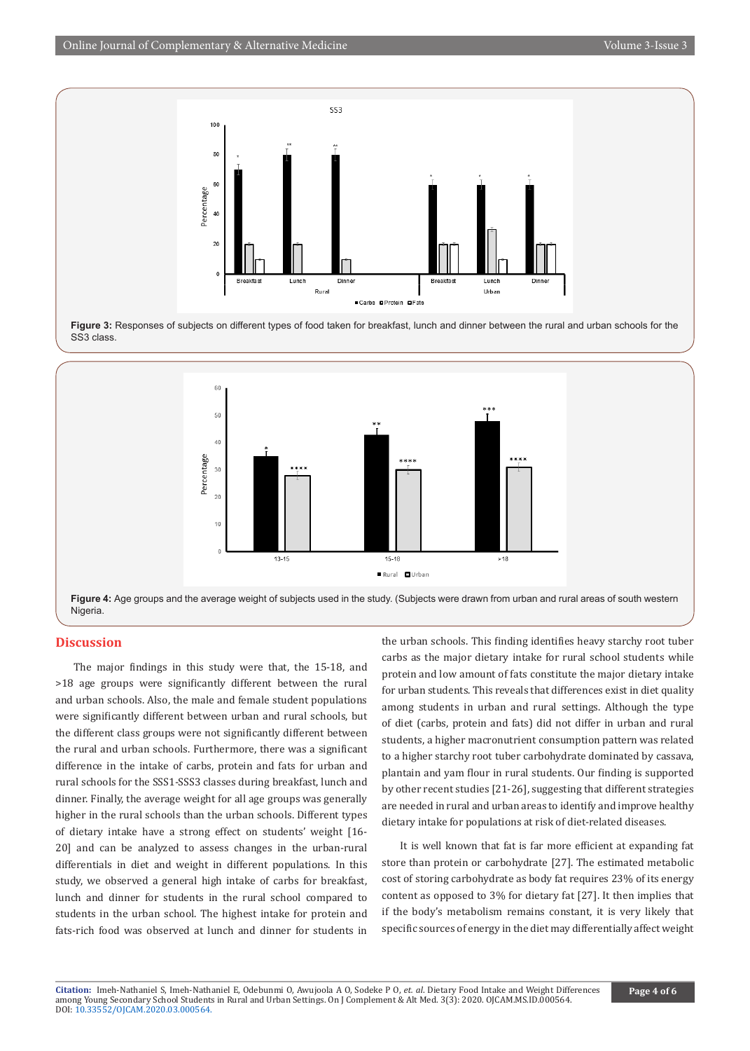Figure 3: Responses of subjects on different types of food taken for breakfast, lunch and dinner between the rural and urban schools for the SS3 class.

Figure 4: Age groups and the average weight of subjects used in the study. (Subjects were drawn from urban and rural areas of south western Nigeria.

## Discussion

The major findings in this study were that, the 15-18, and >18 age groups were significantly different between the rural and urban schools. Also, the male and female student populations were significantly different between urban and rural schools, but the different class groups were not significantly different between the rural and urban schools. Furthermore, there was a significant difference in the intake of carbs, protein and fats for urban and rural schools for the SSS1-SSS3 classes during breakfast, lunch and dinner. Finally, the average weight for all age groups was generally higher in the rural schools than the urban schools. Different types of dietary intake have a strong effect on students' weight [16-20] and can be analyzed to assess changes in the urban-rural differentials in diet and weight in different populations. In this study, we observed a general high intake of carbs for breakfast, lunch and dinner for students in the rural school compared to students in the urban school. The highest intake for protein and fats-rich food was observed at lunch and dinner for students in the urban schools. This finding identifies heavy starchy root tuber carbs as the major dietary intake for rural school students while protein and low amount of fats constitute the major dietary intake for urban students. This reveals that differences exist in diet quality among students in urban and rural settings. Although the type of diet (carbs, protein and fats) did not differ in urban and rural students, a higher macronutrient consumption pattern was related to a higher starchy root tuber carbohydrate dominated by cassava, plantain and yam flour in rural students. Our finding is supported by other recent studies [21-26], suggesting that different strategies are needed in rural and urban areas to identify and improve healthy dietary intake for populations at risk of diet-related diseases.

It is well known that fat is far more efficient at expanding fat store than protein or carbohydrate [27]. The estimated metabolic cost of storing carbohydrate as body fat requires 23% of its energy content as opposed to 3% for dietary fat [27]. It then implies that if the body's metabolism remains constant, it is very likely that specific sources of energy in the diet may differentially affect weight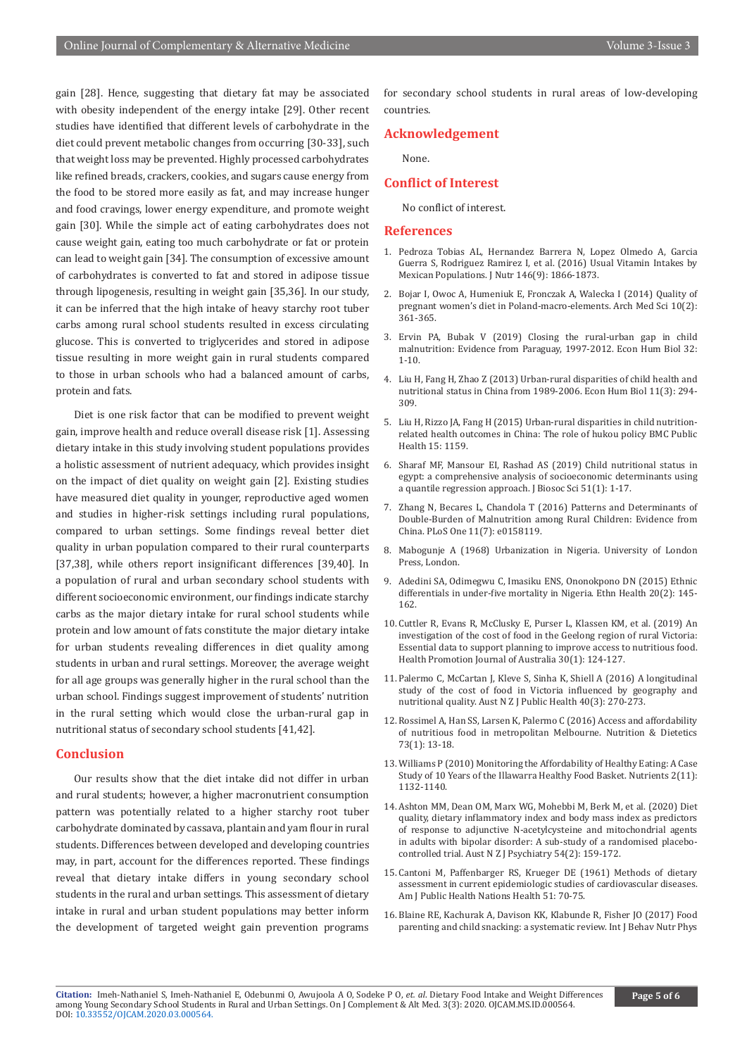gain [28]. Hence, suggesting that dietary fat may be associated with obesity independent of the energy intake [29]. Other recent studies have identified that different levels of carbohydrate in the diet could prevent metabolic changes from occurring [30-33], such that weight loss may be prevented. Highly processed carbohydrates like refined breads, crackers, cookies, and sugars cause energy from the food to be stored more easily as fat, and may increase hunger and food cravings, lower energy expenditure, and promote weight gain [30]. While the simple act of eating carbohydrates does not cause weight gain, eating too much carbohydrate or fat or protein can lead to weight gain [34]. The consumption of excessive amount of carbohydrates is converted to fat and stored in adipose tissue through lipogenesis, resulting in weight gain [35,36]. In our study, it can be inferred that the high intake of heavy starchy root tuber carbs among rural school students resulted in excess circulating glucose. This is converted to triglycerides and stored in adipose tissue resulting in more weight gain in rural students compared to those in urban schools who had a balanced amount of carbs, protein and fats.

Diet is one risk factor that can be modified to prevent weight gain, improve health and reduce overall disease risk [1]. Assessing dietary intake in this study involving student populations provides a holistic assessment of nutrient adequacy, which provides insight on the impact of diet quality on weight gain [2]. Existing studies have measured diet quality in younger, reproductive aged women and studies in higher-risk settings including rural populations, compared to urban settings. Some findings reveal better diet quality in urban population compared to their rural counterparts [37,38], while others report insignificant differences [39,40]. In a population of rural and urban secondary school students with different socioeconomic environment, our findings indicate starchy carbs as the major dietary intake for rural school students while protein and low amount of fats constitute the major dietary intake for urban students revealing differences in diet quality among students in urban and rural settings. Moreover, the average weight for all age groups was generally higher in the rural school than the urban school. Findings suggest improvement of students' nutrition in the rural setting which would close the urban-rural gap in nutritional status of secondary school students [41,42].

## Conclusion

Our results show that the diet intake did not differ in urban and rural students; however, a higher macronutrient consumption pattern was potentially related to a higher starchy root tuber carbohydrate dominated by cassava, plantain and yam flour in rural students. Differences between developed and developing countries may, in part, account for the differences reported. These findings reveal that dietary intake differs in young secondary school students in the rural and urban settings. This assessment of dietary intake in rural and urban student populations may better inform the development of targeted weight gain prevention programs for secondary school students in rural areas of low-developing countries.

## Acknowledgement

None.

## Conflict of Interest

No conflict of interest.

## References

1. Pedroza Tobias AL, Hernandez Barrera N, Lopez Olmedo A, Garcia Guerra S, Rodriguez Ramirez I, et al. (2016) Usual Vitamin Intakes by Mexican Populations. J Nutr 146(9): 1866-1873.
2. Bojar I, Owoc A, Humeniuk E, Fronczak A, Walecka I (2014) Quality of pregnant women's diet in Poland-macro-elements. Arch Med Sci 10(2): 361-365.
3. Ervin PA, Bubak V (2019) Closing the rural-urban gap in child malnutrition: Evidence from Paraguay, 1997-2012. Econ Hum Biol 32: 1-10.
4. Liu H, Fang H, Zhao Z (2013) Urban-rural disparities of child health and nutritional status in China from 1989-2006. Econ Hum Biol 11(3): 294-309.
5. Liu H, Rizzo JA, Fang H (2015) Urban-rural disparities in child nutrition-related health outcomes in China: The role of hukou policy BMC Public Health 15: 1159.
6. Sharaf MF, Mansour EI, Rashad AS (2019) Child nutritional status in egypt: a comprehensive analysis of socioeconomic determinants using a quantile regression approach. J Biosoc Sci 51(1): 1-17.
7. Zhang N, Becares L, Chandola T (2016) Patterns and Determinants of Double-Burden of Malnutrition among Rural Children: Evidence from China. PLoS One 11(7): e0158119.
8. Mabogunje A (1968) Urbanization in Nigeria. University of London Press, London.
9. Adedini SA, Odimegwu C, Imasiku ENS, Ononokpono DN (2015) Ethnic differentials in under-five mortality in Nigeria. Ethn Health 20(2): 145-162.
10. Cuttler R, Evans R, McClusky E, Purser L, Klassen KM, et al. (2019) An investigation of the cost of food in the Geelong region of rural Victoria: Essential data to support planning to improve access to nutritious food. Health Promotion Journal of Australia 30(1): 124-127.
11. Palermo C, McCartan J, Kleve S, Sinha K, Shiell A (2016) A longitudinal study of the cost of food in Victoria influenced by geography and nutritional quality. Aust N Z J Public Health 40(3): 270-273.
12. Rossimel A, Han SS, Larsen K, Palermo C (2016) Access and affordability of nutritious food in metropolitan Melbourne. Nutrition & Dietetics 73(1): 13-18.
13. Williams P (2010) Monitoring the Affordability of Healthy Eating: A Case Study of 10 Years of the Illawarra Healthy Food Basket. Nutrients 2(11): 1132-1140.
14. Ashton MM, Dean OM, Marx WG, Mohebbi M, Berk M, et al. (2020) Diet quality, dietary inflammatory index and body mass index as predictors of response to adjunctive N-acetylcysteine and mitochondrial agents in adults with bipolar disorder: A sub-study of a randomised placebo-controlled trial. Aust N Z J Psychiatry 54(2): 159-172.
15. Cantoni M, Paffenbarger RS, Krueger DE (1961) Methods of dietary assessment in current epidemiologic studies of cardiovascular diseases. Am J Public Health Nations Health 51: 70-75.
16. Blaine RE, Kachurak A, Davison KK, Klabunde R, Fisher JO (2017) Food parenting and child snacking: a systematic review. Int J Behav Nutr Phys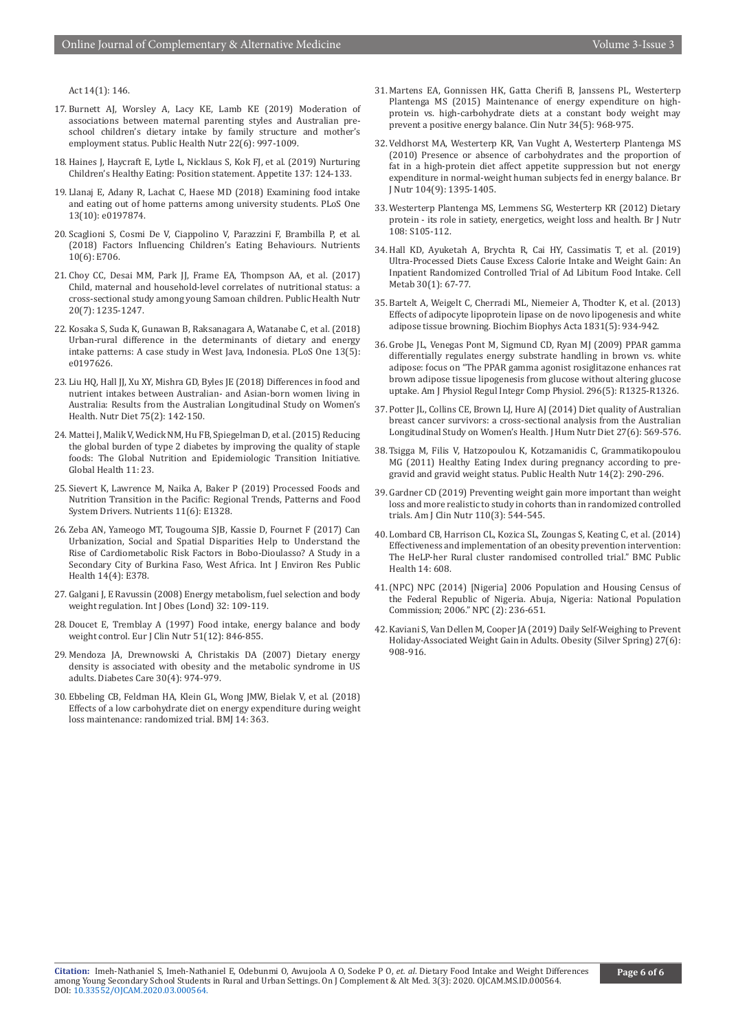Act 14(1): 146.

17. Burnett AJ, Worsley A, Lacy KE, Lamb KE (2019) Moderation of associations between maternal parenting styles and Australian pre-school children's dietary intake by family structure and mother's employment status. Public Health Nutr 22(6): 997-1009.

18. Haines J, Haycraft E, Lytle L, Nicklaus S, Kok FJ, et al. (2019) Nurturing Children's Healthy Eating: Position statement. Appetite 137: 124-133.

19. Llanaj E, Adany R, Lachat C, Haese MD (2018) Examining food intake and eating out of home patterns among university students. PLoS One 13(10): e0197874.

20. Scaglioni S, Cosmi De V, Ciappolino V, Parazzini F, Brambilla P, et al. (2018) Factors Influencing Children's Eating Behaviours. Nutrients 10(6): E706.

21. Choy CC, Desai MM, Park JJ, Frame EA, Thompson AA, et al. (2017) Child, maternal and household-level correlates of nutritional status: a cross-sectional study among young Samoan children. Public Health Nutr 20(7): 1235-1247.

22. Kosaka S, Suda K, Gunawan B, Raksanagara A, Watanabe C, et al. (2018) Urban-rural difference in the determinants of dietary and energy intake patterns: A case study in West Java, Indonesia. PLoS One 13(5): e0197626.

23. Liu HQ, Hall JJ, Xu XY, Mishra GD, Byles JE (2018) Differences in food and nutrient intakes between Australian- and Asian-born women living in Australia: Results from the Australian Longitudinal Study on Women's Health. Nutr Diet 75(2): 142-150.

24. Mattei J, Malik V, Wedick NM, Hu FB, Spiegelman D, et al. (2015) Reducing the global burden of type 2 diabetes by improving the quality of staple foods: The Global Nutrition and Epidemiologic Transition Initiative. Global Health 11: 23.

25. Sievert K, Lawrence M, Naika A, Baker P (2019) Processed Foods and Nutrition Transition in the Pacific: Regional Trends, Patterns and Food System Drivers. Nutrients 11(6): E1328.

26. Zeba AN, Yameogo MT, Tougouma SJB, Kassie D, Fournet F (2017) Can Urbanization, Social and Spatial Disparities Help to Understand the Rise of Cardiometabolic Risk Factors in Bobo-Dioulasso? A Study in a Secondary City of Burkina Faso, West Africa. Int J Environ Res Public Health 14(4): E378.

27. Galgani J, E Ravussin (2008) Energy metabolism, fuel selection and body weight regulation. Int J Obes (Lond) 32: 109-119.

28. Doucet E, Tremblay A (1997) Food intake, energy balance and body weight control. Eur J Clin Nutr 51(12): 846-855.

29. Mendoza JA, Drewnowski A, Christakis DA (2007) Dietary energy density is associated with obesity and the metabolic syndrome in US adults. Diabetes Care 30(4): 974-979.

30. Ebbeling CB, Feldman HA, Klein GL, Wong JMW, Bielak V, et al. (2018) Effects of a low carbohydrate diet on energy expenditure during weight loss maintenance: randomized trial. BMJ 14: 363.

31. Martens EA, Gonnissen HK, Gatta Cherifi B, Janssens PL, Westerterp Plantenga MS (2015) Maintenance of energy expenditure on high-protein vs. high-carbohydrate diets at a constant body weight may prevent a positive energy balance. Clin Nutr 34(5): 968-975.

32. Veldhorst MA, Westerterp KR, Van Vught A, Westerterp Plantenga MS (2010) Presence or absence of carbohydrates and the proportion of fat in a high-protein diet affect appetite suppression but not energy expenditure in normal-weight human subjects fed in energy balance. Br J Nutr 104(9): 1395-1405.

33. Westerterp Plantenga MS, Lemmens SG, Westerterp KR (2012) Dietary protein - its role in satiety, energetics, weight loss and health. Br J Nutr 108: S105-112.

34. Hall KD, Ayuketah A, Brychta R, Cai HY, Cassimatis T, et al. (2019) Ultra-Processed Diets Cause Excess Calorie Intake and Weight Gain: An Inpatient Randomized Controlled Trial of Ad Libitum Food Intake. Cell Metab 30(1): 67-77.

35. Bartelt A, Weigelt C, Cherradi ML, Niemeier A, Thodter K, et al. (2013) Effects of adipocyte lipoprotein lipase on de novo lipogenesis and white adipose tissue browning. Biochim Biophys Acta 1831(5): 934-942.

36. Grobe JL, Venegas Pont M, Sigmund CD, Ryan MJ (2009) PPAR gamma differentially regulates energy substrate handling in brown vs. white adipose: focus on "The PPAR gamma agonist rosiglitazone enhances rat brown adipose tissue lipogenesis from glucose without altering glucose uptake. Am J Physiol Regul Integr Comp Physiol. 296(5): R1325-R1326.

37. Potter JL, Collins CE, Brown LJ, Hure AJ (2014) Diet quality of Australian breast cancer survivors: a cross-sectional analysis from the Australian Longitudinal Study on Women's Health. J Hum Nutr Diet 27(6): 569-576.

38. Tsigga M, Filis V, Hatzopoulou K, Kotzamanidis C, Grammatikopoulou MG (2011) Healthy Eating Index during pregnancy according to pre-gravid and gravid weight status. Public Health Nutr 14(2): 290-296.

39. Gardner CD (2019) Preventing weight gain more important than weight loss and more realistic to study in cohorts than in randomized controlled trials. Am J Clin Nutr 110(3): 544-545.

40. Lombard CB, Harrison CL, Kozica SL, Zoungas S, Keating C, et al. (2014) Effectiveness and implementation of an obesity prevention intervention: The HeLP-her Rural cluster randomised controlled trial." BMC Public Health 14: 608.

41. (NPC) NPC (2014) [Nigeria] 2006 Population and Housing Census of the Federal Republic of Nigeria. Abuja, Nigeria: National Population Commission; 2006." NPC (2): 236-651.

42. Kaviani S, Van Dellen M, Cooper JA (2019) Daily Self-Weighing to Prevent Holiday-Associated Weight Gain in Adults. Obesity (Silver Spring) 27(6): 908-916.